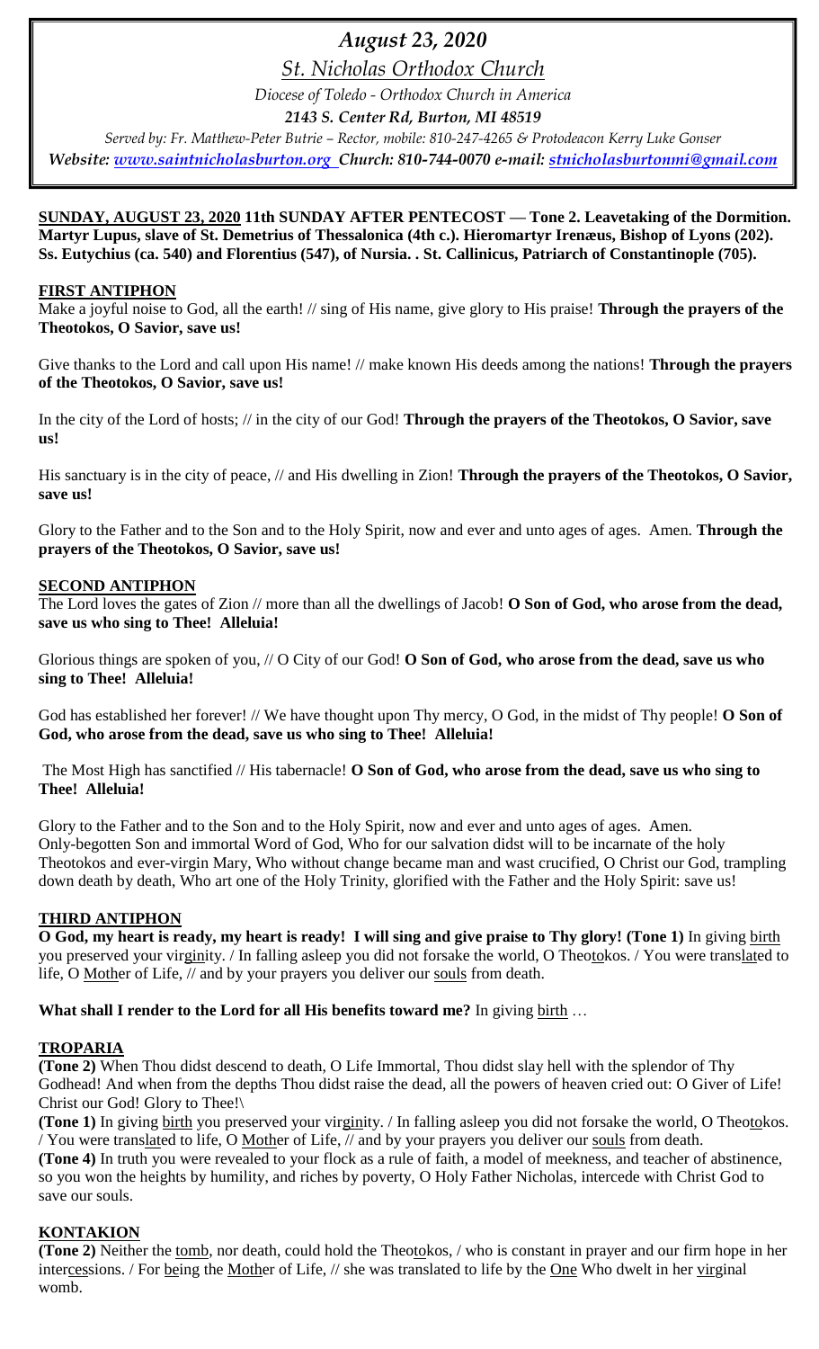*August 23, 2020*

*St. Nicholas Orthodox Church*

*Diocese of Toledo - Orthodox Church in America*

***2143 S. Center Rd, Burton, MI 48519***

*Served by: Fr. Matthew-Peter Butrie – Rector, mobile: 810-247-4265 & Protodeacon Kerry Luke Gonser*

***Website: www.saintnicholasburton.org Church: 810-744-0070 e-mail: stnicholasburtonmi@gmail.com***

**SUNDAY, AUGUST 23, 2020 11th SUNDAY AFTER PENTECOST — Tone 2. Leavetaking of the Dormition. Martyr Lupus, slave of St. Demetrius of Thessalonica (4th c.). Hieromartyr Irenæus, Bishop of Lyons (202). Ss. Eutychius (ca. 540) and Florentius (547), of Nursia. . St. Callinicus, Patriarch of Constantinople (705).**

**FIRST ANTIPHON**

Make a joyful noise to God, all the earth! // sing of His name, give glory to His praise! **Through the prayers of the Theotokos, O Savior, save us!**

Give thanks to the Lord and call upon His name! // make known His deeds among the nations! **Through the prayers of the Theotokos, O Savior, save us!**

In the city of the Lord of hosts; // in the city of our God! **Through the prayers of the Theotokos, O Savior, save us!**

His sanctuary is in the city of peace, // and His dwelling in Zion! **Through the prayers of the Theotokos, O Savior, save us!**

Glory to the Father and to the Son and to the Holy Spirit, now and ever and unto ages of ages. Amen. **Through the prayers of the Theotokos, O Savior, save us!**

**SECOND ANTIPHON**

The Lord loves the gates of Zion // more than all the dwellings of Jacob! **O Son of God, who arose from the dead, save us who sing to Thee! Alleluia!**

Glorious things are spoken of you, // O City of our God! **O Son of God, who arose from the dead, save us who sing to Thee! Alleluia!**

God has established her forever! // We have thought upon Thy mercy, O God, in the midst of Thy people! **O Son of God, who arose from the dead, save us who sing to Thee! Alleluia!**

The Most High has sanctified // His tabernacle! **O Son of God, who arose from the dead, save us who sing to Thee! Alleluia!**

Glory to the Father and to the Son and to the Holy Spirit, now and ever and unto ages of ages. Amen. Only-begotten Son and immortal Word of God, Who for our salvation didst will to be incarnate of the holy Theotokos and ever-virgin Mary, Who without change became man and wast crucified, O Christ our God, trampling down death by death, Who art one of the Holy Trinity, glorified with the Father and the Holy Spirit: save us!

**THIRD ANTIPHON**

**O God, my heart is ready, my heart is ready! I will sing and give praise to Thy glory! (Tone 1)** In giving birth you preserved your virginity. / In falling asleep you did not forsake the world, O Theotokos. / You were translated to life, O Mother of Life, // and by your prayers you deliver our souls from death.

**What shall I render to the Lord for all His benefits toward me?** In giving birth …

**TROPARIA**

**(Tone 2)** When Thou didst descend to death, O Life Immortal, Thou didst slay hell with the splendor of Thy Godhead! And when from the depths Thou didst raise the dead, all the powers of heaven cried out: O Giver of Life! Christ our God! Glory to Thee!\

**(Tone 1)** In giving birth you preserved your virginity. / In falling asleep you did not forsake the world, O Theotokos. / You were translated to life, O Mother of Life, // and by your prayers you deliver our souls from death.

**(Tone 4)** In truth you were revealed to your flock as a rule of faith, a model of meekness, and teacher of abstinence, so you won the heights by humility, and riches by poverty, O Holy Father Nicholas, intercede with Christ God to save our souls.

**KONTAKION**

**(Tone 2)** Neither the tomb, nor death, could hold the Theotokos, / who is constant in prayer and our firm hope in her intercessions. / For being the Mother of Life, // she was translated to life by the One Who dwelt in her virginal womb.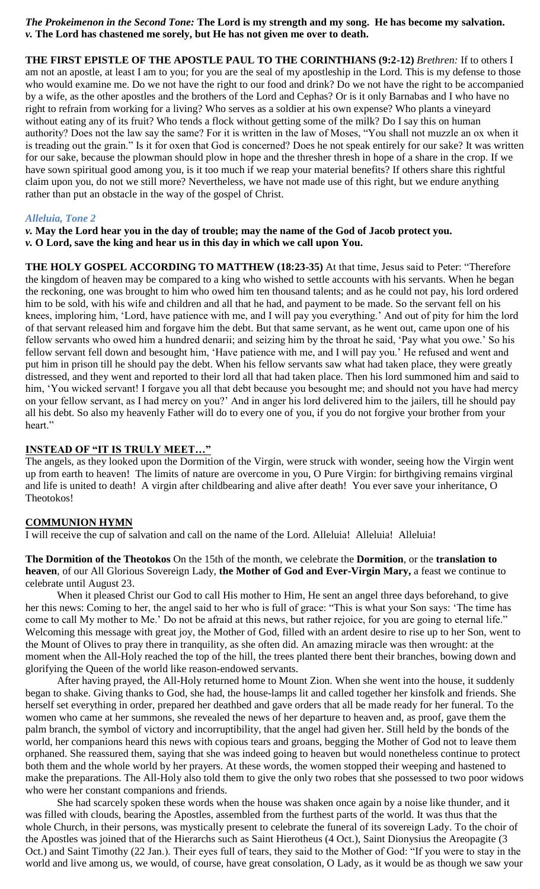***The Prokeimenon in the Second Tone:*** **The Lord is my strength and my song. He has become my salvation.**
***v.*** **The Lord has chastened me sorely, but He has not given me over to death.**

**THE FIRST EPISTLE OF THE APOSTLE PAUL TO THE CORINTHIANS (9:2-12)** *Brethren:* If to others I am not an apostle, at least I am to you; for you are the seal of my apostleship in the Lord. This is my defense to those who would examine me. Do we not have the right to our food and drink? Do we not have the right to be accompanied by a wife, as the other apostles and the brothers of the Lord and Cephas? Or is it only Barnabas and I who have no right to refrain from working for a living? Who serves as a soldier at his own expense? Who plants a vineyard without eating any of its fruit? Who tends a flock without getting some of the milk? Do I say this on human authority? Does not the law say the same? For it is written in the law of Moses, "You shall not muzzle an ox when it is treading out the grain." Is it for oxen that God is concerned? Does he not speak entirely for our sake? It was written for our sake, because the plowman should plow in hope and the thresher thresh in hope of a share in the crop. If we have sown spiritual good among you, is it too much if we reap your material benefits? If others share this rightful claim upon you, do not we still more? Nevertheless, we have not made use of this right, but we endure anything rather than put an obstacle in the way of the gospel of Christ.

***Alleluia, Tone 2***

***v.*** **May the Lord hear you in the day of trouble; may the name of the God of Jacob protect you.**
***v.*** **O Lord, save the king and hear us in this day in which we call upon You.**

**THE HOLY GOSPEL ACCORDING TO MATTHEW (18:23-35)** At that time, Jesus said to Peter: "Therefore the kingdom of heaven may be compared to a king who wished to settle accounts with his servants. When he began the reckoning, one was brought to him who owed him ten thousand talents; and as he could not pay, his lord ordered him to be sold, with his wife and children and all that he had, and payment to be made. So the servant fell on his knees, imploring him, 'Lord, have patience with me, and I will pay you everything.' And out of pity for him the lord of that servant released him and forgave him the debt. But that same servant, as he went out, came upon one of his fellow servants who owed him a hundred denarii; and seizing him by the throat he said, 'Pay what you owe.' So his fellow servant fell down and besought him, 'Have patience with me, and I will pay you.' He refused and went and put him in prison till he should pay the debt. When his fellow servants saw what had taken place, they were greatly distressed, and they went and reported to their lord all that had taken place. Then his lord summoned him and said to him, 'You wicked servant! I forgave you all that debt because you besought me; and should not you have had mercy on your fellow servant, as I had mercy on you?' And in anger his lord delivered him to the jailers, till he should pay all his debt. So also my heavenly Father will do to every one of you, if you do not forgive your brother from your heart."

**INSTEAD OF "IT IS TRULY MEET…"**

The angels, as they looked upon the Dormition of the Virgin, were struck with wonder, seeing how the Virgin went up from earth to heaven! The limits of nature are overcome in you, O Pure Virgin: for birthgiving remains virginal and life is united to death! A virgin after childbearing and alive after death! You ever save your inheritance, O Theotokos!

**COMMUNION HYMN**

I will receive the cup of salvation and call on the name of the Lord. Alleluia! Alleluia! Alleluia!

**The Dormition of the Theotokos** On the 15th of the month, we celebrate the **Dormition**, or the **translation to heaven**, of our All Glorious Sovereign Lady, **the Mother of God and Ever-Virgin Mary,** a feast we continue to celebrate until August 23.

When it pleased Christ our God to call His mother to Him, He sent an angel three days beforehand, to give her this news: Coming to her, the angel said to her who is full of grace: "This is what your Son says: 'The time has come to call My mother to Me.' Do not be afraid at this news, but rather rejoice, for you are going to eternal life." Welcoming this message with great joy, the Mother of God, filled with an ardent desire to rise up to her Son, went to the Mount of Olives to pray there in tranquility, as she often did. An amazing miracle was then wrought: at the moment when the All-Holy reached the top of the hill, the trees planted there bent their branches, bowing down and glorifying the Queen of the world like reason-endowed servants.

After having prayed, the All-Holy returned home to Mount Zion. When she went into the house, it suddenly began to shake. Giving thanks to God, she had, the house-lamps lit and called together her kinsfolk and friends. She herself set everything in order, prepared her deathbed and gave orders that all be made ready for her funeral. To the women who came at her summons, she revealed the news of her departure to heaven and, as proof, gave them the palm branch, the symbol of victory and incorruptibility, that the angel had given her. Still held by the bonds of the world, her companions heard this news with copious tears and groans, begging the Mother of God not to leave them orphaned. She reassured them, saying that she was indeed going to heaven but would nonetheless continue to protect both them and the whole world by her prayers. At these words, the women stopped their weeping and hastened to make the preparations. The All-Holy also told them to give the only two robes that she possessed to two poor widows who were her constant companions and friends.

She had scarcely spoken these words when the house was shaken once again by a noise like thunder, and it was filled with clouds, bearing the Apostles, assembled from the furthest parts of the world. It was thus that the whole Church, in their persons, was mystically present to celebrate the funeral of its sovereign Lady. To the choir of the Apostles was joined that of the Hierarchs such as Saint Hierotheus (4 Oct.), Saint Dionysius the Areopagite (3 Oct.) and Saint Timothy (22 Jan.). Their eyes full of tears, they said to the Mother of God: "If you were to stay in the world and live among us, we would, of course, have great consolation, O Lady, as it would be as though we saw your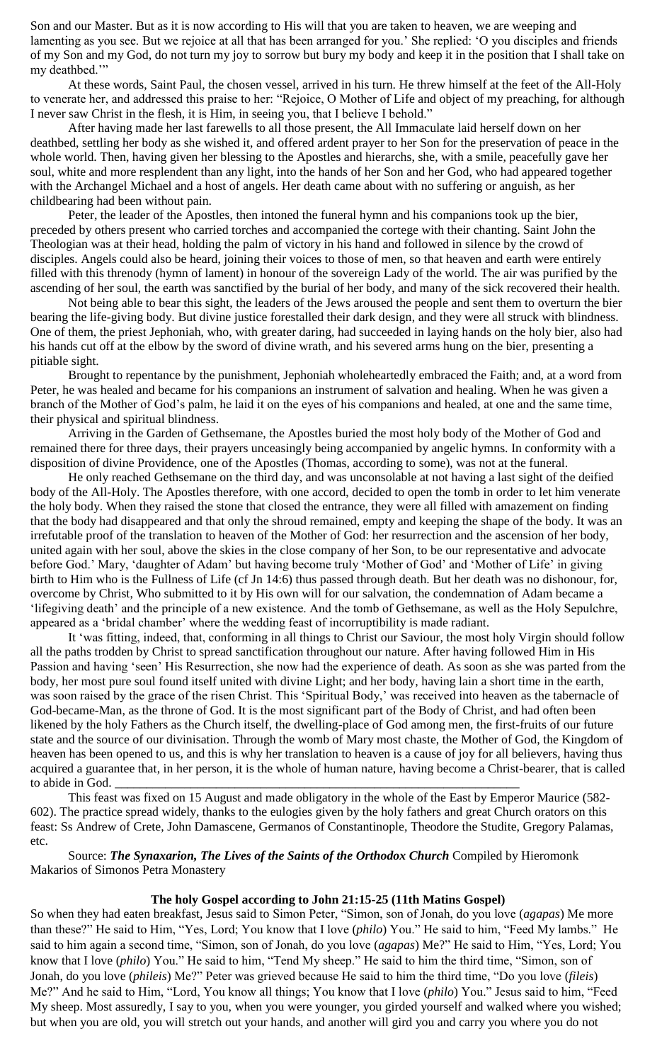Son and our Master. But as it is now according to His will that you are taken to heaven, we are weeping and lamenting as you see. But we rejoice at all that has been arranged for you.' She replied: 'O you disciples and friends of my Son and my God, do not turn my joy to sorrow but bury my body and keep it in the position that I shall take on my deathbed.'"

At these words, Saint Paul, the chosen vessel, arrived in his turn. He threw himself at the feet of the All-Holy to venerate her, and addressed this praise to her: "Rejoice, O Mother of Life and object of my preaching, for although I never saw Christ in the flesh, it is Him, in seeing you, that I believe I behold."

After having made her last farewells to all those present, the All Immaculate laid herself down on her deathbed, settling her body as she wished it, and offered ardent prayer to her Son for the preservation of peace in the whole world. Then, having given her blessing to the Apostles and hierarchs, she, with a smile, peacefully gave her soul, white and more resplendent than any light, into the hands of her Son and her God, who had appeared together with the Archangel Michael and a host of angels. Her death came about with no suffering or anguish, as her childbearing had been without pain.

Peter, the leader of the Apostles, then intoned the funeral hymn and his companions took up the bier, preceded by others present who carried torches and accompanied the cortege with their chanting. Saint John the Theologian was at their head, holding the palm of victory in his hand and followed in silence by the crowd of disciples. Angels could also be heard, joining their voices to those of men, so that heaven and earth were entirely filled with this threnody (hymn of lament) in honour of the sovereign Lady of the world. The air was purified by the ascending of her soul, the earth was sanctified by the burial of her body, and many of the sick recovered their health.

Not being able to bear this sight, the leaders of the Jews aroused the people and sent them to overturn the bier bearing the life-giving body. But divine justice forestalled their dark design, and they were all struck with blindness. One of them, the priest Jephoniah, who, with greater daring, had succeeded in laying hands on the holy bier, also had his hands cut off at the elbow by the sword of divine wrath, and his severed arms hung on the bier, presenting a pitiable sight.

Brought to repentance by the punishment, Jephoniah wholeheartedly embraced the Faith; and, at a word from Peter, he was healed and became for his companions an instrument of salvation and healing. When he was given a branch of the Mother of God's palm, he laid it on the eyes of his companions and healed, at one and the same time, their physical and spiritual blindness.

Arriving in the Garden of Gethsemane, the Apostles buried the most holy body of the Mother of God and remained there for three days, their prayers unceasingly being accompanied by angelic hymns. In conformity with a disposition of divine Providence, one of the Apostles (Thomas, according to some), was not at the funeral.

He only reached Gethsemane on the third day, and was unconsolable at not having a last sight of the deified body of the All-Holy. The Apostles therefore, with one accord, decided to open the tomb in order to let him venerate the holy body. When they raised the stone that closed the entrance, they were all filled with amazement on finding that the body had disappeared and that only the shroud remained, empty and keeping the shape of the body. It was an irrefutable proof of the translation to heaven of the Mother of God: her resurrection and the ascension of her body, united again with her soul, above the skies in the close company of her Son, to be our representative and advocate before God.' Mary, 'daughter of Adam' but having become truly 'Mother of God' and 'Mother of Life' in giving birth to Him who is the Fullness of Life (cf Jn 14:6) thus passed through death. But her death was no dishonour, for, overcome by Christ, Who submitted to it by His own will for our salvation, the condemnation of Adam became a 'lifegiving death' and the principle of a new existence. And the tomb of Gethsemane, as well as the Holy Sepulchre, appeared as a 'bridal chamber' where the wedding feast of incorruptibility is made radiant.

It 'was fitting, indeed, that, conforming in all things to Christ our Saviour, the most holy Virgin should follow all the paths trodden by Christ to spread sanctification throughout our nature. After having followed Him in His Passion and having 'seen' His Resurrection, she now had the experience of death. As soon as she was parted from the body, her most pure soul found itself united with divine Light; and her body, having lain a short time in the earth, was soon raised by the grace of the risen Christ. This 'Spiritual Body,' was received into heaven as the tabernacle of God-became-Man, as the throne of God. It is the most significant part of the Body of Christ, and had often been likened by the holy Fathers as the Church itself, the dwelling-place of God among men, the first-fruits of our future state and the source of our divinisation. Through the womb of Mary most chaste, the Mother of God, the Kingdom of heaven has been opened to us, and this is why her translation to heaven is a cause of joy for all believers, having thus acquired a guarantee that, in her person, it is the whole of human nature, having become a Christ-bearer, that is called to abide in God. ___________________________________________________________________

This feast was fixed on 15 August and made obligatory in the whole of the East by Emperor Maurice (582-602). The practice spread widely, thanks to the eulogies given by the holy fathers and great Church orators on this feast: Ss Andrew of Crete, John Damascene, Germanos of Constantinople, Theodore the Studite, Gregory Palamas, etc.

Source: ***The Synaxarion, The Lives of the Saints of the Orthodox Church*** Compiled by Hieromonk Makarios of Simonos Petra Monastery

**The holy Gospel according to John 21:15-25 (11th Matins Gospel)**

So when they had eaten breakfast, Jesus said to Simon Peter, "Simon, son of Jonah, do you love (*agapas*) Me more than these?" He said to Him, "Yes, Lord; You know that I love (*philo*) You." He said to him, "Feed My lambs." He said to him again a second time, "Simon, son of Jonah, do you love (*agapas*) Me?" He said to Him, "Yes, Lord; You know that I love (*philo*) You." He said to him, "Tend My sheep." He said to him the third time, "Simon, son of Jonah, do you love (*phileis*) Me?" Peter was grieved because He said to him the third time, "Do you love (*fileis*) Me?" And he said to Him, "Lord, You know all things; You know that I love (*philo*) You." Jesus said to him, "Feed My sheep. Most assuredly, I say to you, when you were younger, you girded yourself and walked where you wished; but when you are old, you will stretch out your hands, and another will gird you and carry you where you do not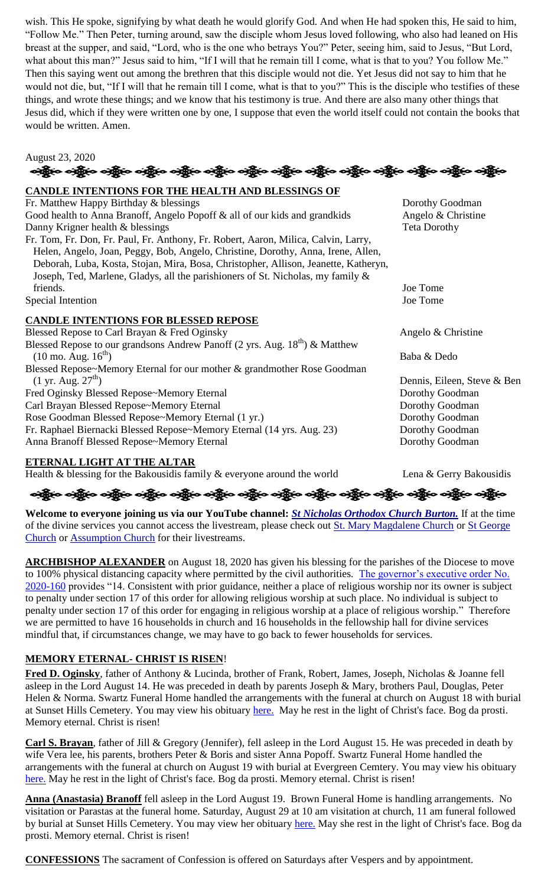wish. This He spoke, signifying by what death he would glorify God. And when He had spoken this, He said to him, "Follow Me." Then Peter, turning around, saw the disciple whom Jesus loved following, who also had leaned on His breast at the supper, and said, "Lord, who is the one who betrays You?" Peter, seeing him, said to Jesus, "But Lord, what about this man?" Jesus said to him, "If I will that he remain till I come, what is that to you? You follow Me." Then this saying went out among the brethren that this disciple would not die. Yet Jesus did not say to him that he would not die, but, "If I will that he remain till I come, what is that to you?" This is the disciple who testifies of these things, and wrote these things; and we know that his testimony is true. And there are also many other things that Jesus did, which if they were written one by one, I suppose that even the world itself could not contain the books that would be written. Amen.

August 23, 2020

## CANDLE INTENTIONS FOR THE HEALTH AND BLESSINGS OF

| | |
|---|---|
| Fr. Matthew Happy Birthday & blessings | Dorothy Goodman |
| Good health to Anna Branoff, Angelo Popoff & all of our kids and grandkids | Angelo & Christine |
| Danny Krigner health & blessings | Teta Dorothy |
| Fr. Tom, Fr. Don, Fr. Paul, Fr. Anthony, Fr. Robert, Aaron, Milica, Calvin, Larry, Helen, Angelo, Joan, Peggy, Bob, Angelo, Christine, Dorothy, Anna, Irene, Allen, Deborah, Luba, Kosta, Stojan, Mira, Bosa, Christopher, Allison, Jeanette, Katheryn, Joseph, Ted, Marlene, Gladys, all the parishioners of St. Nicholas, my family & friends. | Joe Tome |
| Special Intention | Joe Tome |

## CANDLE INTENTIONS FOR BLESSED REPOSE

| | |
|---|---|
| Blessed Repose to Carl Brayan & Fred Oginsky | Angelo & Christine |
| Blessed Repose to our grandsons Andrew Panoff (2 yrs. Aug. 18th) & Matthew (10 mo. Aug. 16th) | Baba & Dedo |
| Blessed Repose~Memory Eternal for our mother & grandmother Rose Goodman (1 yr. Aug. 27th) | Dennis, Eileen, Steve & Ben |
| Fred Oginsky Blessed Repose~Memory Eternal | Dorothy Goodman |
| Carl Brayan Blessed Repose~Memory Eternal | Dorothy Goodman |
| Rose Goodman Blessed Repose~Memory Eternal (1 yr.) | Dorothy Goodman |
| Fr. Raphael Biernacki Blessed Repose~Memory Eternal (14 yrs. Aug. 23) | Dorothy Goodman |
| Anna Branoff Blessed Repose~Memory Eternal | Dorothy Goodman |

## ETERNAL LIGHT AT THE ALTAR

| | |
|---|---|
| Health & blessing for the Bakousidis family & everyone around the world | Lena & Gerry Bakousidis |

**Welcome to everyone joining us via our YouTube channel:** ***St Nicholas Orthodox Church Burton.*** If at the time of the divine services you cannot access the livestream, please check out St. Mary Magdalene Church or St George Church or Assumption Church for their livestreams.

**ARCHBISHOP ALEXANDER** on August 18, 2020 has given his blessing for the parishes of the Diocese to move to 100% physical distancing capacity where permitted by the civil authorities. The governor's executive order No. 2020-160 provides "14. Consistent with prior guidance, neither a place of religious worship nor its owner is subject to penalty under section 17 of this order for allowing religious worship at such place. No individual is subject to penalty under section 17 of this order for engaging in religious worship at a place of religious worship." Therefore we are permitted to have 16 households in church and 16 households in the fellowship hall for divine services mindful that, if circumstances change, we may have to go back to fewer households for services.

## MEMORY ETERNAL- CHRIST IS RISEN!

**Fred D. Oginsky**, father of Anthony & Lucinda, brother of Frank, Robert, James, Joseph, Nicholas & Joanne fell asleep in the Lord August 14. He was preceded in death by parents Joseph & Mary, brothers Paul, Douglas, Peter Helen & Norma. Swartz Funeral Home handled the arrangements with the funeral at church on August 18 with burial at Sunset Hills Cemetery. You may view his obituary here. May he rest in the light of Christ's face. Bog da prosti. Memory eternal. Christ is risen!

**Carl S. Brayan**, father of Jill & Gregory (Jennifer), fell asleep in the Lord August 15. He was preceded in death by wife Vera lee, his parents, brothers Peter & Boris and sister Anna Popoff. Swartz Funeral Home handled the arrangements with the funeral at church on August 19 with burial at Evergreen Cemtery. You may view his obituary here. May he rest in the light of Christ's face. Bog da prosti. Memory eternal. Christ is risen!

**Anna (Anastasia) Branoff** fell asleep in the Lord August 19. Brown Funeral Home is handling arrangements. No visitation or Parastas at the funeral home. Saturday, August 29 at 10 am visitation at church, 11 am funeral followed by burial at Sunset Hills Cemetery. You may view her obituary here. May she rest in the light of Christ's face. Bog da prosti. Memory eternal. Christ is risen!

**CONFESSIONS** The sacrament of Confession is offered on Saturdays after Vespers and by appointment.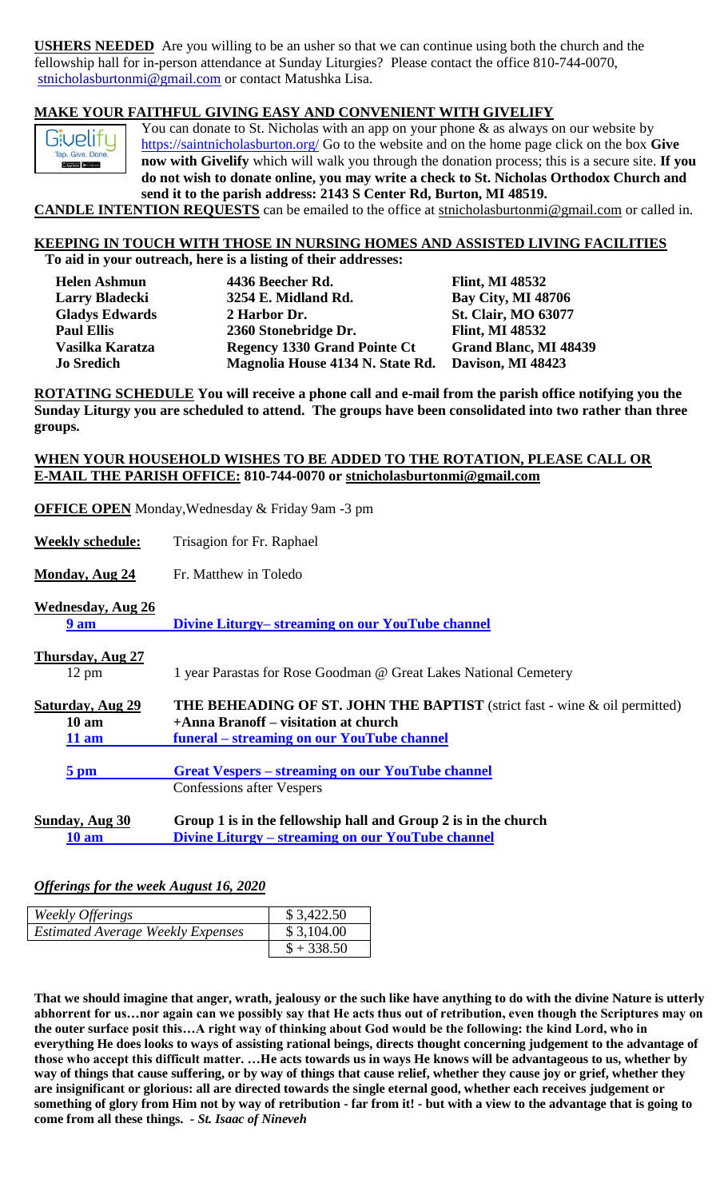**USHERS NEEDED** Are you willing to be an usher so that we can continue using both the church and the fellowship hall for in-person attendance at Sunday Liturgies? Please contact the office 810-744-0070, stnicholasburtonmi@gmail.com or contact Matushka Lisa.

## MAKE YOUR FAITHFUL GIVING EASY AND CONVENIENT WITH GIVELIFY

You can donate to St. Nicholas with an app on your phone & as always on our website by https://saintnicholasburton.org/ Go to the website and on the home page click on the box **Give now with Givelify** which will walk you through the donation process; this is a secure site. **If you do not wish to donate online, you may write a check to St. Nicholas Orthodox Church and send it to the parish address: 2143 S Center Rd, Burton, MI 48519.**

**CANDLE INTENTION REQUESTS** can be emailed to the office at stnicholasburtonmi@gmail.com or called in.

## KEEPING IN TOUCH WITH THOSE IN NURSING HOMES AND ASSISTED LIVING FACILITIES

**To aid in your outreach, here is a listing of their addresses:**

| | | |
|---|---|---|
| **Helen Ashmun** | **4436 Beecher Rd.** | **Flint, MI 48532** |
| **Larry Bladecki** | **3254 E. Midland Rd.** | **Bay City, MI 48706** |
| **Gladys Edwards** | **2 Harbor Dr.** | **St. Clair, MO 63077** |
| **Paul Ellis** | **2360 Stonebridge Dr.** | **Flint, MI 48532** |
| **Vasilka Karatza** | **Regency 1330 Grand Pointe Ct** | **Grand Blanc, MI 48439** |
| **Jo Sredich** | **Magnolia House 4134 N. State Rd.** | **Davison, MI 48423** |

**ROTATING SCHEDULE You will receive a phone call and e-mail from the parish office notifying you the Sunday Liturgy you are scheduled to attend. The groups have been consolidated into two rather than three groups.**

**WHEN YOUR HOUSEHOLD WISHES TO BE ADDED TO THE ROTATION, PLEASE CALL OR E-MAIL THE PARISH OFFICE: 810-744-0070 or stnicholasburtonmi@gmail.com**

**OFFICE OPEN** Monday,Wednesday & Friday 9am -3 pm

**Weekly schedule:** Trisagion for Fr. Raphael

**Monday, Aug 24** Fr. Matthew in Toledo

**Wednesday, Aug 26**
**9 am** **Divine Liturgy– streaming on our YouTube channel**

**Thursday, Aug 27**
12 pm 1 year Parastas for Rose Goodman @ Great Lakes National Cemetery

**Saturday, Aug 29** **THE BEHEADING OF ST. JOHN THE BAPTIST** (strict fast - wine & oil permitted)
**10 am** **+Anna Branoff – visitation at church**
**11 am** **funeral – streaming on our YouTube channel**

**5 pm** **Great Vespers – streaming on our YouTube channel**
Confessions after Vespers

**Sunday, Aug 30** **Group 1 is in the fellowship hall and Group 2 is in the church**
**10 am** **Divine Liturgy – streaming on our YouTube channel**

***Offerings for the week August 16, 2020***

| | |
|---|---|
| *Weekly Offerings* | $ 3,422.50 |
| *Estimated Average Weekly Expenses* | $ 3,104.00 |
| | $ + 338.50 |

**That we should imagine that anger, wrath, jealousy or the such like have anything to do with the divine Nature is utterly abhorrent for us…nor again can we possibly say that He acts thus out of retribution, even though the Scriptures may on the outer surface posit this…A right way of thinking about God would be the following: the kind Lord, who in everything He does looks to ways of assisting rational beings, directs thought concerning judgement to the advantage of those who accept this difficult matter. …He acts towards us in ways He knows will be advantageous to us, whether by way of things that cause suffering, or by way of things that cause relief, whether they cause joy or grief, whether they are insignificant or glorious: all are directed towards the single eternal good, whether each receives judgement or something of glory from Him not by way of retribution - far from it! - but with a view to the advantage that is going to come from all these things. -** ***St. Isaac of Nineveh***